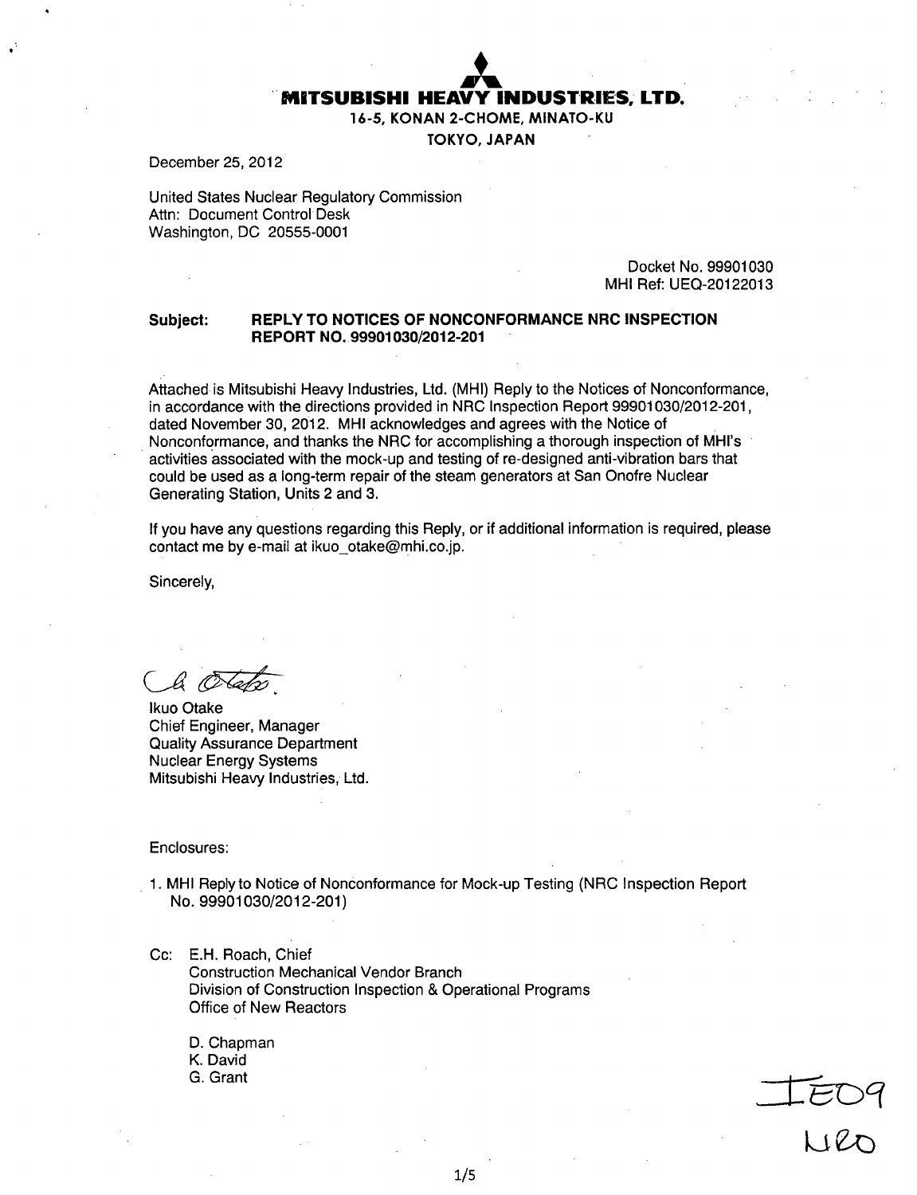**MITSUBISHI HEAVY INDUSTRIES, LTD.**

**16-5, KONAN 2-CHOME, MINATO-KU**

**TOKYO, JAPAN**

December 25, 2012

United States Nuclear Regulatory Commission
Attn: Document Control Desk
Washington, DC 20555-0001

Docket No. 99901030
MHI Ref: UEQ-20122013

**Subject: REPLY TO NOTICES OF NONCONFORMANCE NRC INSPECTION REPORT NO. 99901030/2012-201**

Attached is Mitsubishi Heavy Industries, Ltd. (MHI) Reply to the Notices of Nonconformance, in accordance with the directions provided in NRC Inspection Report 99901030/2012-201, dated November 30, 2012. MHI acknowledges and agrees with the Notice of Nonconformance, and thanks the NRC for accomplishing a thorough inspection of MHI's activities associated with the mock-up and testing of re-designed anti-vibration bars that could be used as a long-term repair of the steam generators at San Onofre Nuclear Generating Station, Units 2 and 3.

If you have any questions regarding this Reply, or if additional information is required, please contact me by e-mail at ikuo_otake@mhi.co.jp.

Sincerely,

Ikuo Otake
Chief Engineer, Manager
Quality Assurance Department
Nuclear Energy Systems
Mitsubishi Heavy Industries, Ltd.

Enclosures:

1. MHI Reply to Notice of Nonconformance for Mock-up Testing (NRC Inspection Report No. 99901030/2012-201)

Cc: E.H. Roach, Chief
Construction Mechanical Vendor Branch
Division of Construction Inspection & Operational Programs
Office of New Reactors

D. Chapman
K. David
G. Grant

IE09
NRO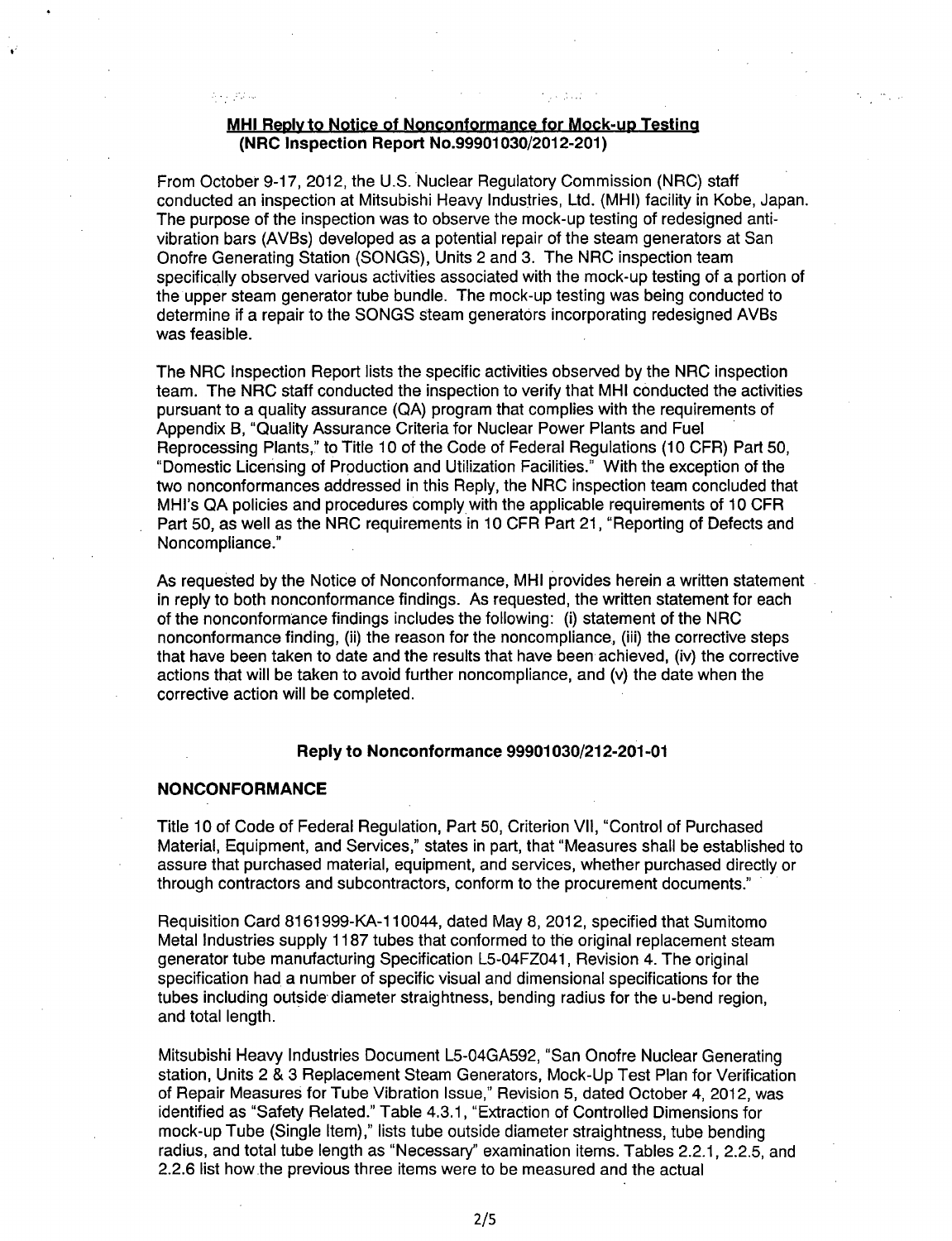**MHI Reply to Notice of Nonconformance for Mock-up Testing**
**(NRC Inspection Report No.99901030/2012-201)**

From October 9-17, 2012, the U.S. Nuclear Regulatory Commission (NRC) staff conducted an inspection at Mitsubishi Heavy Industries, Ltd. (MHI) facility in Kobe, Japan. The purpose of the inspection was to observe the mock-up testing of redesigned anti-vibration bars (AVBs) developed as a potential repair of the steam generators at San Onofre Generating Station (SONGS), Units 2 and 3. The NRC inspection team specifically observed various activities associated with the mock-up testing of a portion of the upper steam generator tube bundle. The mock-up testing was being conducted to determine if a repair to the SONGS steam generators incorporating redesigned AVBs was feasible.

The NRC Inspection Report lists the specific activities observed by the NRC inspection team. The NRC staff conducted the inspection to verify that MHI conducted the activities pursuant to a quality assurance (QA) program that complies with the requirements of Appendix B, "Quality Assurance Criteria for Nuclear Power Plants and Fuel Reprocessing Plants," to Title 10 of the Code of Federal Regulations (10 CFR) Part 50, "Domestic Licensing of Production and Utilization Facilities." With the exception of the two nonconformances addressed in this Reply, the NRC inspection team concluded that MHI's QA policies and procedures comply with the applicable requirements of 10 CFR Part 50, as well as the NRC requirements in 10 CFR Part 21, "Reporting of Defects and Noncompliance."

As requested by the Notice of Nonconformance, MHI provides herein a written statement in reply to both nonconformance findings. As requested, the written statement for each of the nonconformance findings includes the following: (i) statement of the NRC nonconformance finding, (ii) the reason for the noncompliance, (iii) the corrective steps that have been taken to date and the results that have been achieved, (iv) the corrective actions that will be taken to avoid further noncompliance, and (v) the date when the corrective action will be completed.

## Reply to Nonconformance 99901030/212-201-01

### NONCONFORMANCE

Title 10 of Code of Federal Regulation, Part 50, Criterion VII, "Control of Purchased Material, Equipment, and Services," states in part, that "Measures shall be established to assure that purchased material, equipment, and services, whether purchased directly or through contractors and subcontractors, conform to the procurement documents."

Requisition Card 8161999-KA-110044, dated May 8, 2012, specified that Sumitomo Metal Industries supply 1187 tubes that conformed to the original replacement steam generator tube manufacturing Specification L5-04FZ041, Revision 4. The original specification had a number of specific visual and dimensional specifications for the tubes including outside diameter straightness, bending radius for the u-bend region, and total length.

Mitsubishi Heavy Industries Document L5-04GA592, "San Onofre Nuclear Generating station, Units 2 & 3 Replacement Steam Generators, Mock-Up Test Plan for Verification of Repair Measures for Tube Vibration Issue," Revision 5, dated October 4, 2012, was identified as "Safety Related." Table 4.3.1, "Extraction of Controlled Dimensions for mock-up Tube (Single Item)," lists tube outside diameter straightness, tube bending radius, and total tube length as "Necessary" examination items. Tables 2.2.1, 2.2.5, and 2.2.6 list how the previous three items were to be measured and the actual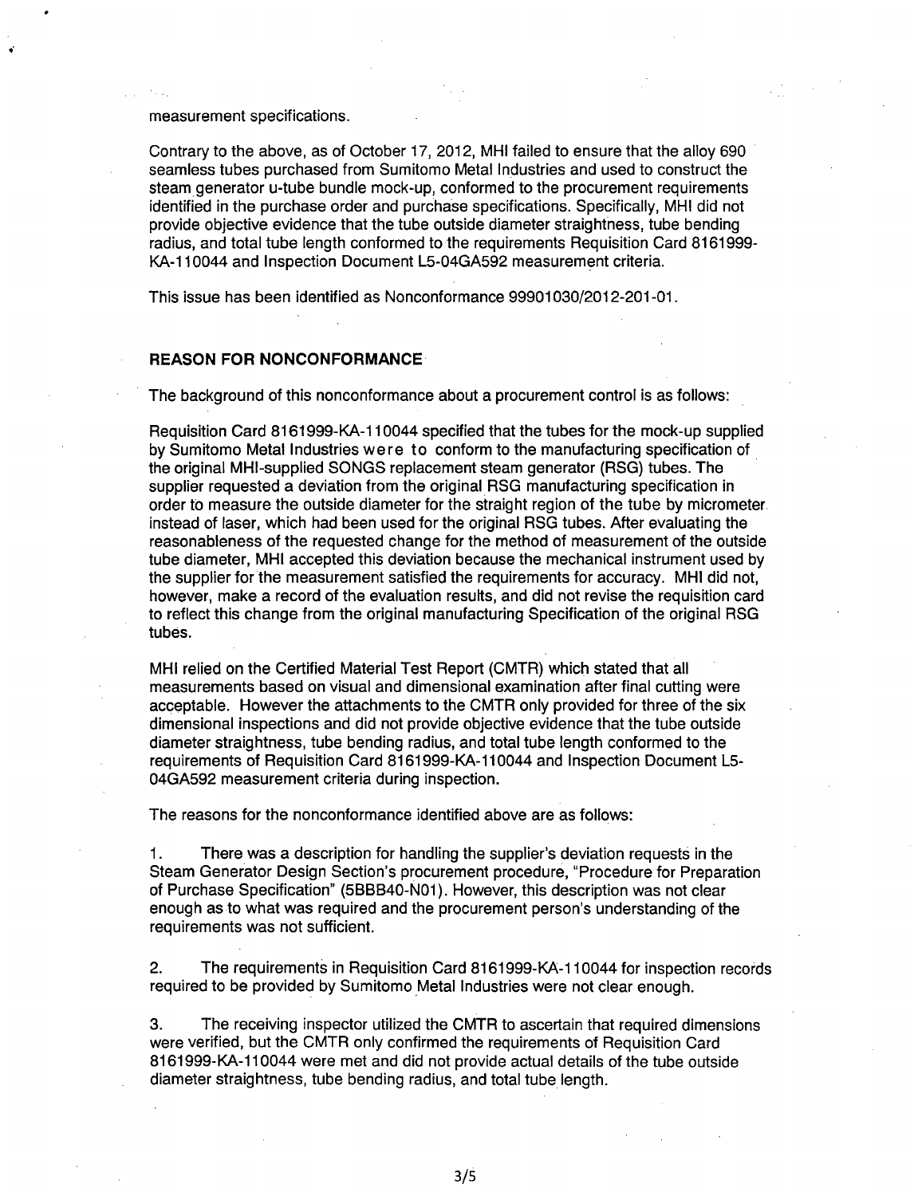measurement specifications.

Contrary to the above, as of October 17, 2012, MHI failed to ensure that the alloy 690 seamless tubes purchased from Sumitomo Metal Industries and used to construct the steam generator u-tube bundle mock-up, conformed to the procurement requirements identified in the purchase order and purchase specifications. Specifically, MHI did not provide objective evidence that the tube outside diameter straightness, tube bending radius, and total tube length conformed to the requirements Requisition Card 8161999-KA-110044 and Inspection Document L5-04GA592 measurement criteria.

This issue has been identified as Nonconformance 99901030/2012-201-01.

## REASON FOR NONCONFORMANCE

The background of this nonconformance about a procurement control is as follows:

Requisition Card 8161999-KA-110044 specified that the tubes for the mock-up supplied by Sumitomo Metal Industries were to conform to the manufacturing specification of the original MHI-supplied SONGS replacement steam generator (RSG) tubes. The supplier requested a deviation from the original RSG manufacturing specification in order to measure the outside diameter for the straight region of the tube by micrometer instead of laser, which had been used for the original RSG tubes. After evaluating the reasonableness of the requested change for the method of measurement of the outside tube diameter, MHI accepted this deviation because the mechanical instrument used by the supplier for the measurement satisfied the requirements for accuracy. MHI did not, however, make a record of the evaluation results, and did not revise the requisition card to reflect this change from the original manufacturing Specification of the original RSG tubes.

MHI relied on the Certified Material Test Report (CMTR) which stated that all measurements based on visual and dimensional examination after final cutting were acceptable. However the attachments to the CMTR only provided for three of the six dimensional inspections and did not provide objective evidence that the tube outside diameter straightness, tube bending radius, and total tube length conformed to the requirements of Requisition Card 8161999-KA-110044 and Inspection Document L5-04GA592 measurement criteria during inspection.

The reasons for the nonconformance identified above are as follows:

1. There was a description for handling the supplier's deviation requests in the Steam Generator Design Section's procurement procedure, "Procedure for Preparation of Purchase Specification" (5BBB40-N01). However, this description was not clear enough as to what was required and the procurement person's understanding of the requirements was not sufficient.

2. The requirements in Requisition Card 8161999-KA-110044 for inspection records required to be provided by Sumitomo Metal Industries were not clear enough.

3. The receiving inspector utilized the CMTR to ascertain that required dimensions were verified, but the CMTR only confirmed the requirements of Requisition Card 8161999-KA-110044 were met and did not provide actual details of the tube outside diameter straightness, tube bending radius, and total tube length.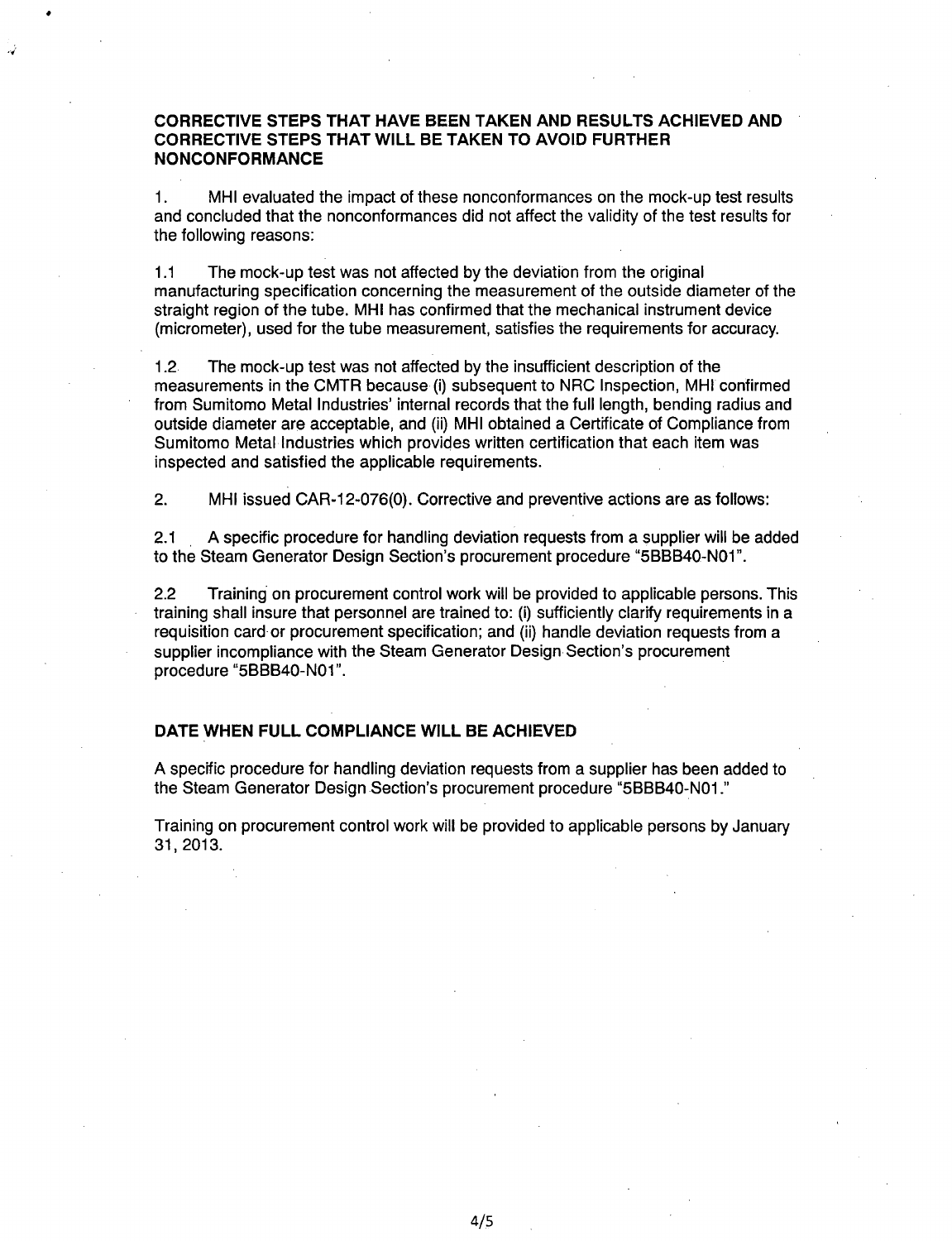## CORRECTIVE STEPS THAT HAVE BEEN TAKEN AND RESULTS ACHIEVED AND CORRECTIVE STEPS THAT WILL BE TAKEN TO AVOID FURTHER NONCONFORMANCE

1. MHI evaluated the impact of these nonconformances on the mock-up test results and concluded that the nonconformances did not affect the validity of the test results for the following reasons:

1.1 The mock-up test was not affected by the deviation from the original manufacturing specification concerning the measurement of the outside diameter of the straight region of the tube. MHI has confirmed that the mechanical instrument device (micrometer), used for the tube measurement, satisfies the requirements for accuracy.

1.2 The mock-up test was not affected by the insufficient description of the measurements in the CMTR because (i) subsequent to NRC Inspection, MHI confirmed from Sumitomo Metal Industries' internal records that the full length, bending radius and outside diameter are acceptable, and (ii) MHI obtained a Certificate of Compliance from Sumitomo Metal Industries which provides written certification that each item was inspected and satisfied the applicable requirements.

2. MHI issued CAR-12-076(0). Corrective and preventive actions are as follows:

2.1 A specific procedure for handling deviation requests from a supplier will be added to the Steam Generator Design Section's procurement procedure "5BBB40-N01".

2.2 Training on procurement control work will be provided to applicable persons. This training shall insure that personnel are trained to: (i) sufficiently clarify requirements in a requisition card or procurement specification; and (ii) handle deviation requests from a supplier incompliance with the Steam Generator Design Section's procurement procedure "5BBB40-N01".

## DATE WHEN FULL COMPLIANCE WILL BE ACHIEVED

A specific procedure for handling deviation requests from a supplier has been added to the Steam Generator Design Section's procurement procedure "5BBB40-N01."

Training on procurement control work will be provided to applicable persons by January 31, 2013.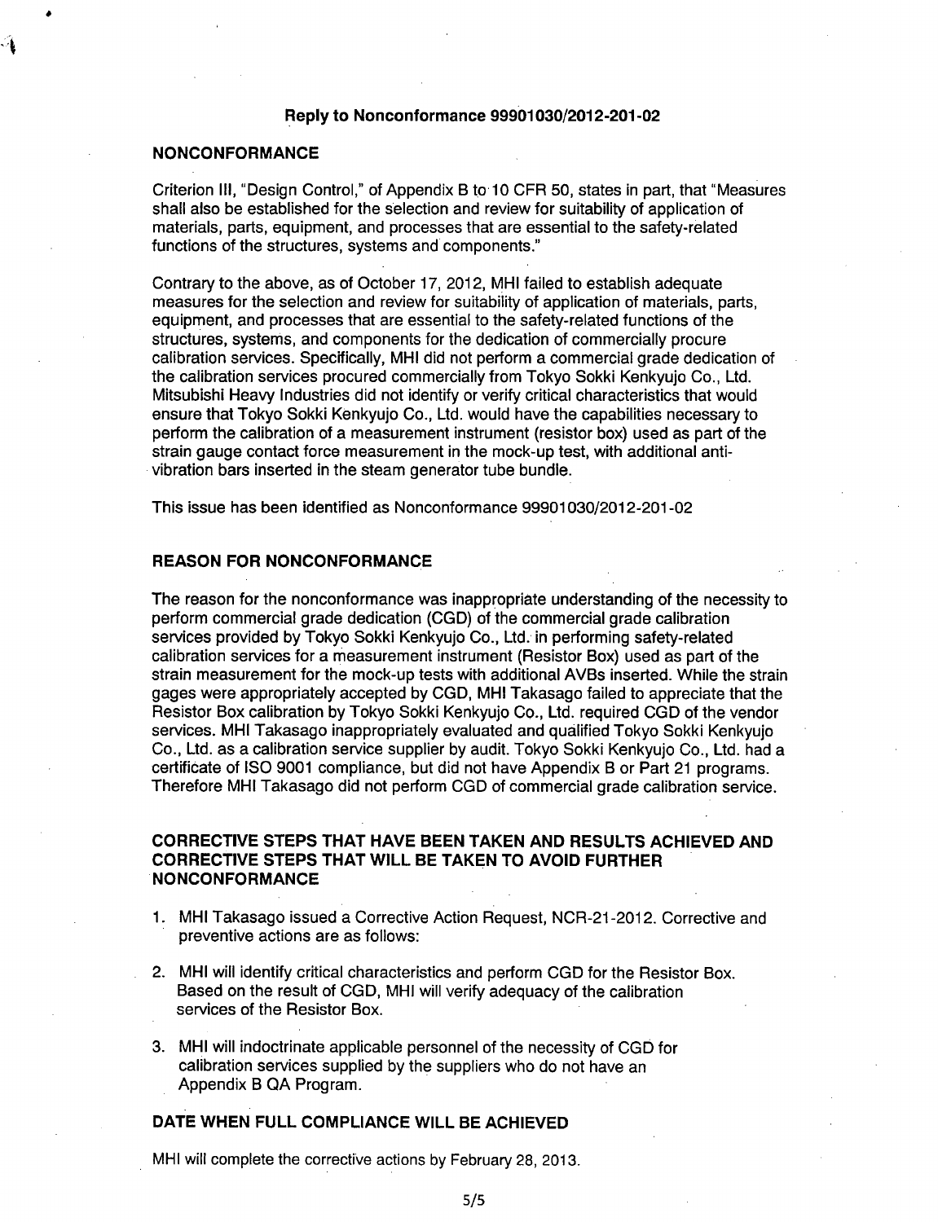## Reply to Nonconformance 99901030/2012-201-02

### NONCONFORMANCE

Criterion III, "Design Control," of Appendix B to 10 CFR 50, states in part, that "Measures shall also be established for the selection and review for suitability of application of materials, parts, equipment, and processes that are essential to the safety-related functions of the structures, systems and components."

Contrary to the above, as of October 17, 2012, MHI failed to establish adequate measures for the selection and review for suitability of application of materials, parts, equipment, and processes that are essential to the safety-related functions of the structures, systems, and components for the dedication of commercially procure calibration services. Specifically, MHI did not perform a commercial grade dedication of the calibration services procured commercially from Tokyo Sokki Kenkyujo Co., Ltd. Mitsubishi Heavy Industries did not identify or verify critical characteristics that would ensure that Tokyo Sokki Kenkyujo Co., Ltd. would have the capabilities necessary to perform the calibration of a measurement instrument (resistor box) used as part of the strain gauge contact force measurement in the mock-up test, with additional anti-vibration bars inserted in the steam generator tube bundle.

This issue has been identified as Nonconformance 99901030/2012-201-02

### REASON FOR NONCONFORMANCE

The reason for the nonconformance was inappropriate understanding of the necessity to perform commercial grade dedication (CGD) of the commercial grade calibration services provided by Tokyo Sokki Kenkyujo Co., Ltd. in performing safety-related calibration services for a measurement instrument (Resistor Box) used as part of the strain measurement for the mock-up tests with additional AVBs inserted. While the strain gages were appropriately accepted by CGD, MHI Takasago failed to appreciate that the Resistor Box calibration by Tokyo Sokki Kenkyujo Co., Ltd. required CGD of the vendor services. MHI Takasago inappropriately evaluated and qualified Tokyo Sokki Kenkyujo Co., Ltd. as a calibration service supplier by audit. Tokyo Sokki Kenkyujo Co., Ltd. had a certificate of ISO 9001 compliance, but did not have Appendix B or Part 21 programs. Therefore MHI Takasago did not perform CGD of commercial grade calibration service.

### CORRECTIVE STEPS THAT HAVE BEEN TAKEN AND RESULTS ACHIEVED AND CORRECTIVE STEPS THAT WILL BE TAKEN TO AVOID FURTHER NONCONFORMANCE

1. MHI Takasago issued a Corrective Action Request, NCR-21-2012. Corrective and preventive actions are as follows:
2. MHI will identify critical characteristics and perform CGD for the Resistor Box. Based on the result of CGD, MHI will verify adequacy of the calibration services of the Resistor Box.
3. MHI will indoctrinate applicable personnel of the necessity of CGD for calibration services supplied by the suppliers who do not have an Appendix B QA Program.

### DATE WHEN FULL COMPLIANCE WILL BE ACHIEVED

MHI will complete the corrective actions by February 28, 2013.